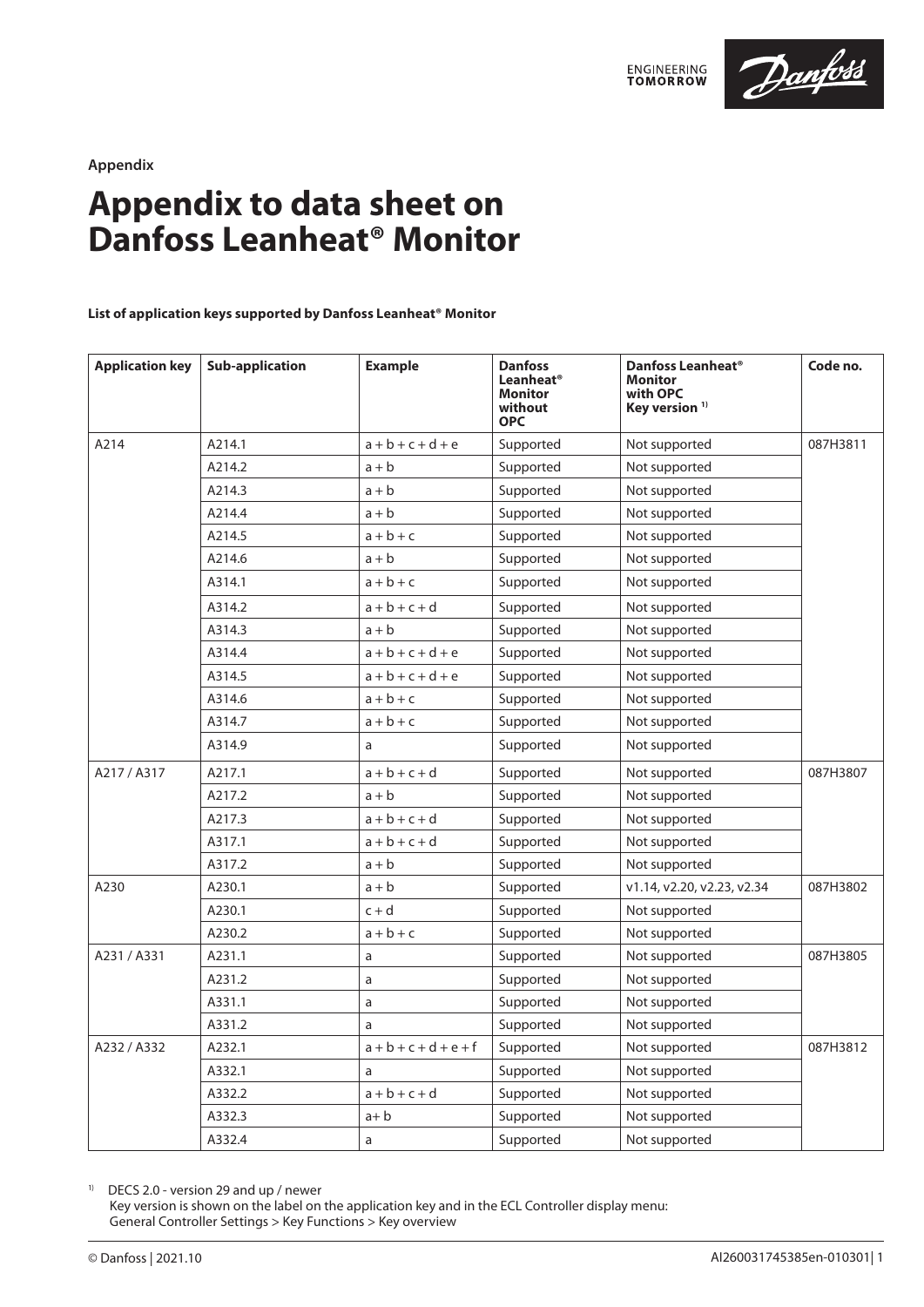Appendix

# Appendix to data sheet on Danfoss Leanheat® Monitor

**List of application keys supported by Danfoss Leanheat® Monitor**

| Application key | Sub-application | Example | Danfoss Leanheat® Monitor without OPC | Danfoss Leanheat® Monitor with OPC Key version [1] | Code no. |
|---|---|---|---|---|---|
| A214 | A214.1 | a + b + c + d + e | Supported | Not supported | 087H3811 |
| | A214.2 | a + b | Supported | Not supported | |
| | A214.3 | a + b | Supported | Not supported | |
| | A214.4 | a + b | Supported | Not supported | |
| | A214.5 | a + b + c | Supported | Not supported | |
| | A214.6 | a + b | Supported | Not supported | |
| | A314.1 | a + b + c | Supported | Not supported | |
| | A314.2 | a + b + c + d | Supported | Not supported | |
| | A314.3 | a + b | Supported | Not supported | |
| | A314.4 | a + b + c + d + e | Supported | Not supported | |
| | A314.5 | a + b + c + d + e | Supported | Not supported | |
| | A314.6 | a + b + c | Supported | Not supported | |
| | A314.7 | a + b + c | Supported | Not supported | |
| | A314.9 | a | Supported | Not supported | |
| A217 / A317 | A217.1 | a + b + c + d | Supported | Not supported | 087H3807 |
| | A217.2 | a + b | Supported | Not supported | |
| | A217.3 | a + b + c + d | Supported | Not supported | |
| | A317.1 | a + b + c + d | Supported | Not supported | |
| | A317.2 | a + b | Supported | Not supported | |
| A230 | A230.1 | a + b | Supported | v1.14, v2.20, v2.23, v2.34 | 087H3802 |
| | A230.1 | c + d | Supported | Not supported | |
| | A230.2 | a + b + c | Supported | Not supported | |
| A231 / A331 | A231.1 | a | Supported | Not supported | 087H3805 |
| | A231.2 | a | Supported | Not supported | |
| | A331.1 | a | Supported | Not supported | |
| | A331.2 | a | Supported | Not supported | |
| A232 / A332 | A232.1 | a + b + c + d + e + f | Supported | Not supported | 087H3812 |
| | A332.1 | a | Supported | Not supported | |
| | A332.2 | a + b + c + d | Supported | Not supported | |
| | A332.3 | a+ b | Supported | Not supported | |
| | A332.4 | a | Supported | Not supported | |

[1] DECS 2.0 - version 29 and up / newer
Key version is shown on the label on the application key and in the ECL Controller display menu:
General Controller Settings > Key Functions > Key overview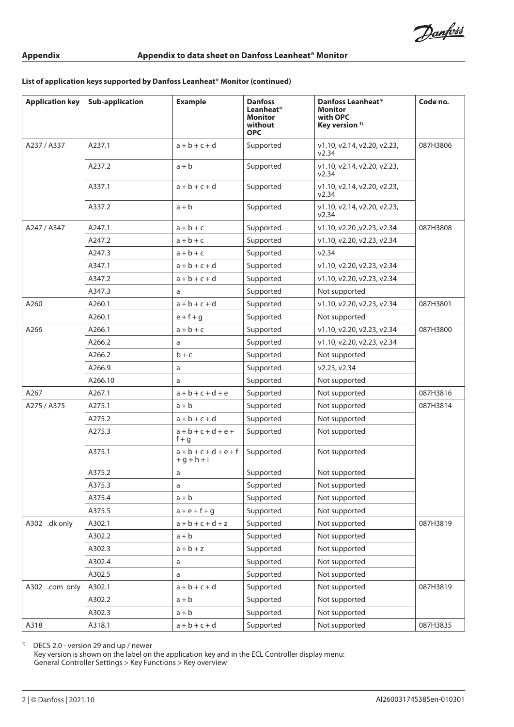## Appendix

## Appendix to data sheet on Danfoss Leanheat® Monitor

**List of application keys supported by Danfoss Leanheat® Monitor (continued)**

| Application key | Sub-application | Example | Danfoss Leanheat® Monitor without OPC | Danfoss Leanheat® Monitor with OPC Key version [1] | Code no. |
|---|---|---|---|---|---|
| A237 / A337 | A237.1 | a + b + c + d | Supported | v1.10, v2.14, v2.20, v2.23, v2.34 | 087H3806 |
| | A237.2 | a + b | Supported | v1.10, v2.14, v2.20, v2.23, v2.34 | |
| | A337.1 | a + b + c + d | Supported | v1.10, v2.14, v2.20, v2.23, v2.34 | |
| | A337.2 | a + b | Supported | v1.10, v2.14, v2.20, v2.23, v2.34 | |
| A247 / A347 | A247.1 | a + b + c | Supported | v1.10, v2.20 ,v2.23, v2.34 | 087H3808 |
| | A247.2 | a + b + c | Supported | v1.10, v2.20, v2.23, v2.34 | |
| | A247.3 | a + b + c | Supported | v2.34 | |
| | A347.1 | a + b + c + d | Supported | v1.10, v2.20, v2.23, v2.34 | |
| | A347.2 | a + b + c + d | Supported | v1.10, v2.20, v2.23, v2.34 | |
| | A347.3 | a | Supported | Not supported | |
| A260 | A260.1 | a + b + c + d | Supported | v1.10, v2.20, v2.23, v2.34 | 087H3801 |
| | A260.1 | e + f + g | Supported | Not supported | |
| A266 | A266.1 | a + b + c | Supported | v1.10, v2.20, v2.23, v2.34 | 087H3800 |
| | A266.2 | a | Supported | v1.10, v2.20, v2.23, v2.34 | |
| | A266.2 | b + c | Supported | Not supported | |
| | A266.9 | a | Supported | v2.23, v2.34 | |
| | A266.10 | a | Supported | Not supported | |
| A267 | A267.1 | a + b + c + d + e | Supported | Not supported | 087H3816 |
| A275 / A375 | A275.1 | a + b | Supported | Not supported | 087H3814 |
| | A275.2 | a + b + c + d | Supported | Not supported | |
| | A275.3 | a + b + c + d + e + f + g | Supported | Not supported | |
| | A375.1 | a + b + c + d + e + f + g + h + i | Supported | Not supported | |
| | A375.2 | a | Supported | Not supported | |
| | A375.3 | a | Supported | Not supported | |
| | A375.4 | a + b | Supported | Not supported | |
| | A375.5 | a + e + f + g | Supported | Not supported | |
| A302 .dk only | A302.1 | a + b + c + d + z | Supported | Not supported | 087H3819 |
| | A302.2 | a + b | Supported | Not supported | |
| | A302.3 | a + b + z | Supported | Not supported | |
| | A302.4 | a | Supported | Not supported | |
| | A302.5 | a | Supported | Not supported | |
| A302 .com only | A302.1 | a + b + c + d | Supported | Not supported | 087H3819 |
| | A302.2 | a + b | Supported | Not supported | |
| | A302.3 | a + b | Supported | Not supported | |
| A318 | A318.1 | a + b + c + d | Supported | Not supported | 087H3835 |

[1] DECS 2.0 - version 29 and up / newer
Key version is shown on the label on the application key and in the ECL Controller display menu:
General Controller Settings > Key Functions > Key overview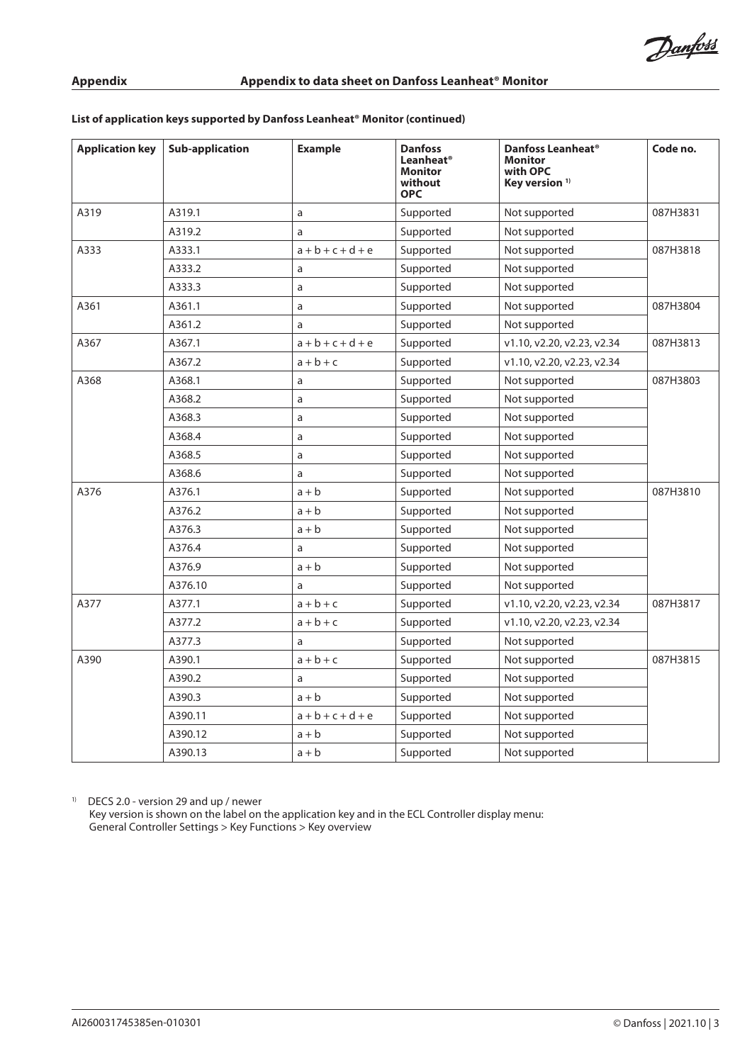## Appendix

### Appendix to data sheet on Danfoss Leanheat® Monitor

**List of application keys supported by Danfoss Leanheat® Monitor (continued)**

| Application key | Sub-application | Example | Danfoss Leanheat® Monitor without OPC | Danfoss Leanheat® Monitor with OPC Key version [1] | Code no. |
|---|---|---|---|---|---|
| A319 | A319.1 | a | Supported | Not supported | 087H3831 |
| | A319.2 | a | Supported | Not supported | |
| A333 | A333.1 | a + b + c + d + e | Supported | Not supported | 087H3818 |
| | A333.2 | a | Supported | Not supported | |
| | A333.3 | a | Supported | Not supported | |
| A361 | A361.1 | a | Supported | Not supported | 087H3804 |
| | A361.2 | a | Supported | Not supported | |
| A367 | A367.1 | a + b + c + d + e | Supported | v1.10, v2.20, v2.23, v2.34 | 087H3813 |
| | A367.2 | a + b + c | Supported | v1.10, v2.20, v2.23, v2.34 | |
| A368 | A368.1 | a | Supported | Not supported | 087H3803 |
| | A368.2 | a | Supported | Not supported | |
| | A368.3 | a | Supported | Not supported | |
| | A368.4 | a | Supported | Not supported | |
| | A368.5 | a | Supported | Not supported | |
| | A368.6 | a | Supported | Not supported | |
| A376 | A376.1 | a + b | Supported | Not supported | 087H3810 |
| | A376.2 | a + b | Supported | Not supported | |
| | A376.3 | a + b | Supported | Not supported | |
| | A376.4 | a | Supported | Not supported | |
| | A376.9 | a + b | Supported | Not supported | |
| | A376.10 | a | Supported | Not supported | |
| A377 | A377.1 | a + b + c | Supported | v1.10, v2.20, v2.23, v2.34 | 087H3817 |
| | A377.2 | a + b + c | Supported | v1.10, v2.20, v2.23, v2.34 | |
| | A377.3 | a | Supported | Not supported | |
| A390 | A390.1 | a + b + c | Supported | Not supported | 087H3815 |
| | A390.2 | a | Supported | Not supported | |
| | A390.3 | a + b | Supported | Not supported | |
| | A390.11 | a + b + c + d + e | Supported | Not supported | |
| | A390.12 | a + b | Supported | Not supported | |
| | A390.13 | a + b | Supported | Not supported | |

[1] DECS 2.0 - version 29 and up / newer
Key version is shown on the label on the application key and in the ECL Controller display menu:
General Controller Settings > Key Functions > Key overview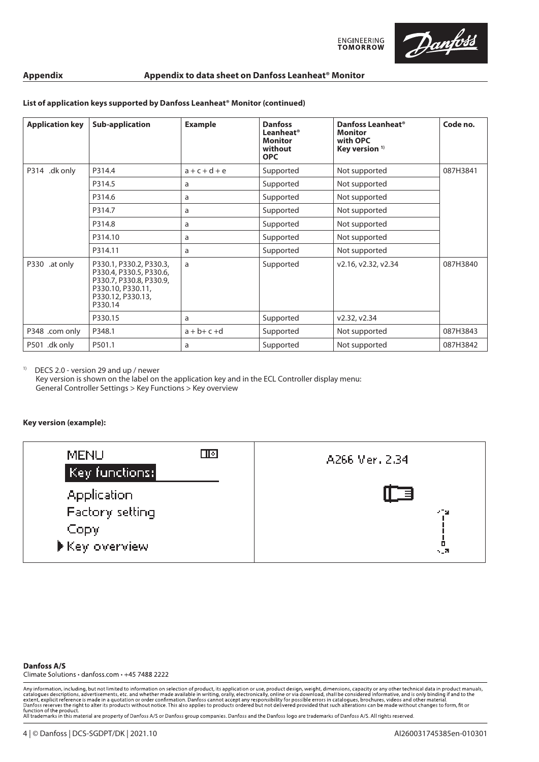## Appendix — Appendix to data sheet on Danfoss Leanheat® Monitor

**List of application keys supported by Danfoss Leanheat® Monitor (continued)**

| Application key | Sub-application | Example | Danfoss Leanheat® Monitor without OPC | Danfoss Leanheat® Monitor with OPC Key version [1] | Code no. |
|---|---|---|---|---|---|
| P314 .dk only | P314.4 | a + c + d + e | Supported | Not supported | 087H3841 |
| | P314.5 | a | Supported | Not supported | |
| | P314.6 | a | Supported | Not supported | |
| | P314.7 | a | Supported | Not supported | |
| | P314.8 | a | Supported | Not supported | |
| | P314.10 | a | Supported | Not supported | |
| | P314.11 | a | Supported | Not supported | |
| P330 .at only | P330.1, P330.2, P330.3, P330.4, P330.5, P330.6, P330.7, P330.8, P330.9, P330.10, P330.11, P330.12, P330.13, P330.14 | a | Supported | v2.16, v2.32, v2.34 | 087H3840 |
| | P330.15 | a | Supported | v2.32, v2.34 | |
| P348 .com only | P348.1 | a + b+ c +d | Supported | Not supported | 087H3843 |
| P501 .dk only | P501.1 | a | Supported | Not supported | 087H3842 |

[1] DECS 2.0 - version 29 and up / newer
Key version is shown on the label on the application key and in the ECL Controller display menu:
General Controller Settings > Key Functions > Key overview

**Key version (example):**

MENU
Key functions:
Application
Factory setting
Copy
Key overview

A266 Ver. 2.34

**Danfoss A/S**
Climate Solutions • danfoss.com • +45 7488 2222

Any information, including, but not limited to information on selection of product, its application or use, product design, weight, dimensions, capacity or any other technical data in product manuals, catalogues descriptions, advertisements, etc. and whether made available in writing, orally, electronically, online or via download, shall be considered informative, and is only binding if and to the extent, explicit reference is made in a quotation or order confirmation. Danfoss cannot accept any responsibility for possible errors in catalogues, brochures, videos and other material. Danfoss reserves the right to alter its products without notice. This also applies to products ordered but not delivered provided that such alterations can be made without changes to form, fit or function of the product.
All trademarks in this material are property of Danfoss A/S or Danfoss group companies. Danfoss and the Danfoss logo are trademarks of Danfoss A/S. All rights reserved.

© Danfoss | DCS-SGDPT/DK | 2021.10 — AI260031745385en-010301